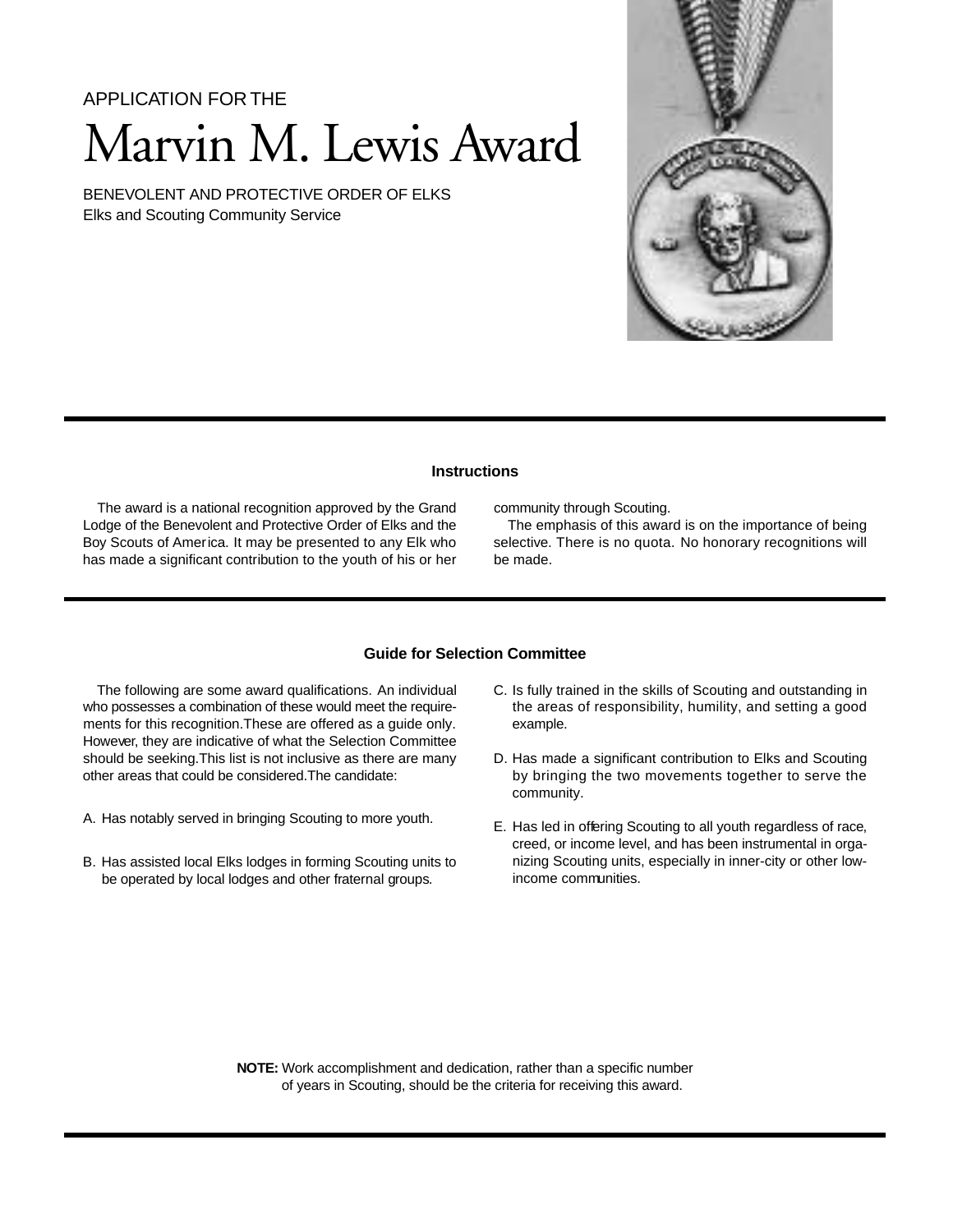APPLICATION FOR THE

# Marvin M. Lewis Award

BENEVOLENT AND PROTECTIVE ORDER OF ELKS
Elks and Scouting Community Service

---

## Instructions

The award is a national recognition approved by the Grand Lodge of the Benevolent and Protective Order of Elks and the Boy Scouts of America. It may be presented to any Elk who has made a significant contribution to the youth of his or her community through Scouting.

The emphasis of this award is on the importance of being selective. There is no quota. No honorary recognitions will be made.

---

## Guide for Selection Committee

The following are some award qualifications. An individual who possesses a combination of these would meet the requirements for this recognition. These are offered as a guide only. However, they are indicative of what the Selection Committee should be seeking. This list is not inclusive as there are many other areas that could be considered. The candidate:

A. Has notably served in bringing Scouting to more youth.

B. Has assisted local Elks lodges in forming Scouting units to be operated by local lodges and other fraternal groups.

C. Is fully trained in the skills of Scouting and outstanding in the areas of responsibility, humility, and setting a good example.

D. Has made a significant contribution to Elks and Scouting by bringing the two movements together to serve the community.

E. Has led in offering Scouting to all youth regardless of race, creed, or income level, and has been instrumental in organizing Scouting units, especially in inner-city or other low-income communities.

**NOTE:** Work accomplishment and dedication, rather than a specific number of years in Scouting, should be the criteria for receiving this award.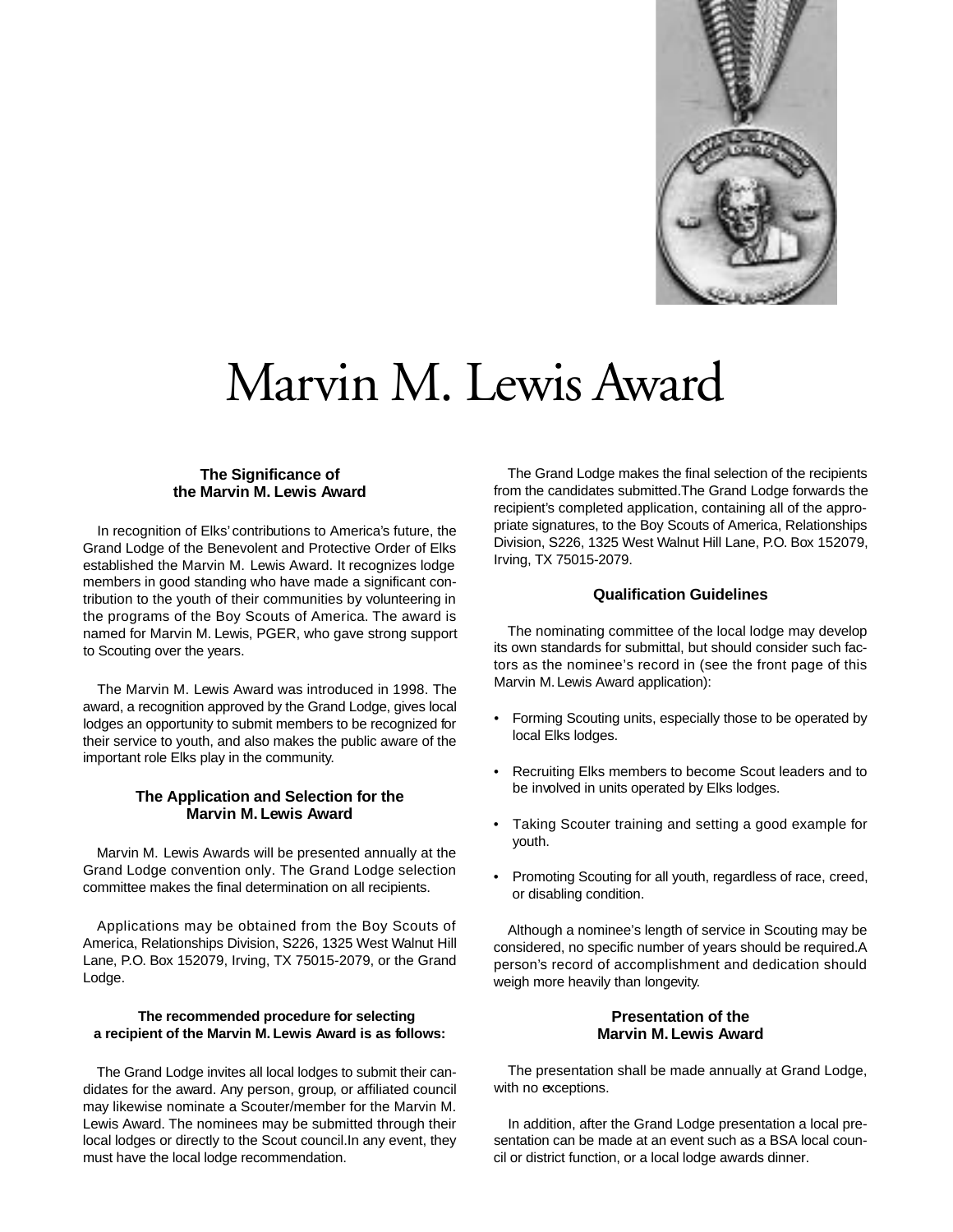# Marvin M. Lewis Award

### The Significance of the Marvin M. Lewis Award

In recognition of Elks' contributions to America's future, the Grand Lodge of the Benevolent and Protective Order of Elks established the Marvin M. Lewis Award. It recognizes lodge members in good standing who have made a significant contribution to the youth of their communities by volunteering in the programs of the Boy Scouts of America. The award is named for Marvin M. Lewis, PGER, who gave strong support to Scouting over the years.

The Marvin M. Lewis Award was introduced in 1998. The award, a recognition approved by the Grand Lodge, gives local lodges an opportunity to submit members to be recognized for their service to youth, and also makes the public aware of the important role Elks play in the community.

### The Application and Selection for the Marvin M. Lewis Award

Marvin M. Lewis Awards will be presented annually at the Grand Lodge convention only. The Grand Lodge selection committee makes the final determination on all recipients.

Applications may be obtained from the Boy Scouts of America, Relationships Division, S226, 1325 West Walnut Hill Lane, P.O. Box 152079, Irving, TX 75015-2079, or the Grand Lodge.

#### The recommended procedure for selecting a recipient of the Marvin M. Lewis Award is as follows:

The Grand Lodge invites all local lodges to submit their candidates for the award. Any person, group, or affiliated council may likewise nominate a Scouter/member for the Marvin M. Lewis Award. The nominees may be submitted through their local lodges or directly to the Scout council.In any event, they must have the local lodge recommendation.

The Grand Lodge makes the final selection of the recipients from the candidates submitted.The Grand Lodge forwards the recipient's completed application, containing all of the appropriate signatures, to the Boy Scouts of America, Relationships Division, S226, 1325 West Walnut Hill Lane, P.O. Box 152079, Irving, TX 75015-2079.

### Qualification Guidelines

The nominating committee of the local lodge may develop its own standards for submittal, but should consider such factors as the nominee's record in (see the front page of this Marvin M. Lewis Award application):

- Forming Scouting units, especially those to be operated by local Elks lodges.
- Recruiting Elks members to become Scout leaders and to be involved in units operated by Elks lodges.
- Taking Scouter training and setting a good example for youth.
- Promoting Scouting for all youth, regardless of race, creed, or disabling condition.

Although a nominee's length of service in Scouting may be considered, no specific number of years should be required.A person's record of accomplishment and dedication should weigh more heavily than longevity.

### Presentation of the Marvin M. Lewis Award

The presentation shall be made annually at Grand Lodge, with no exceptions.

In addition, after the Grand Lodge presentation a local presentation can be made at an event such as a BSA local council or district function, or a local lodge awards dinner.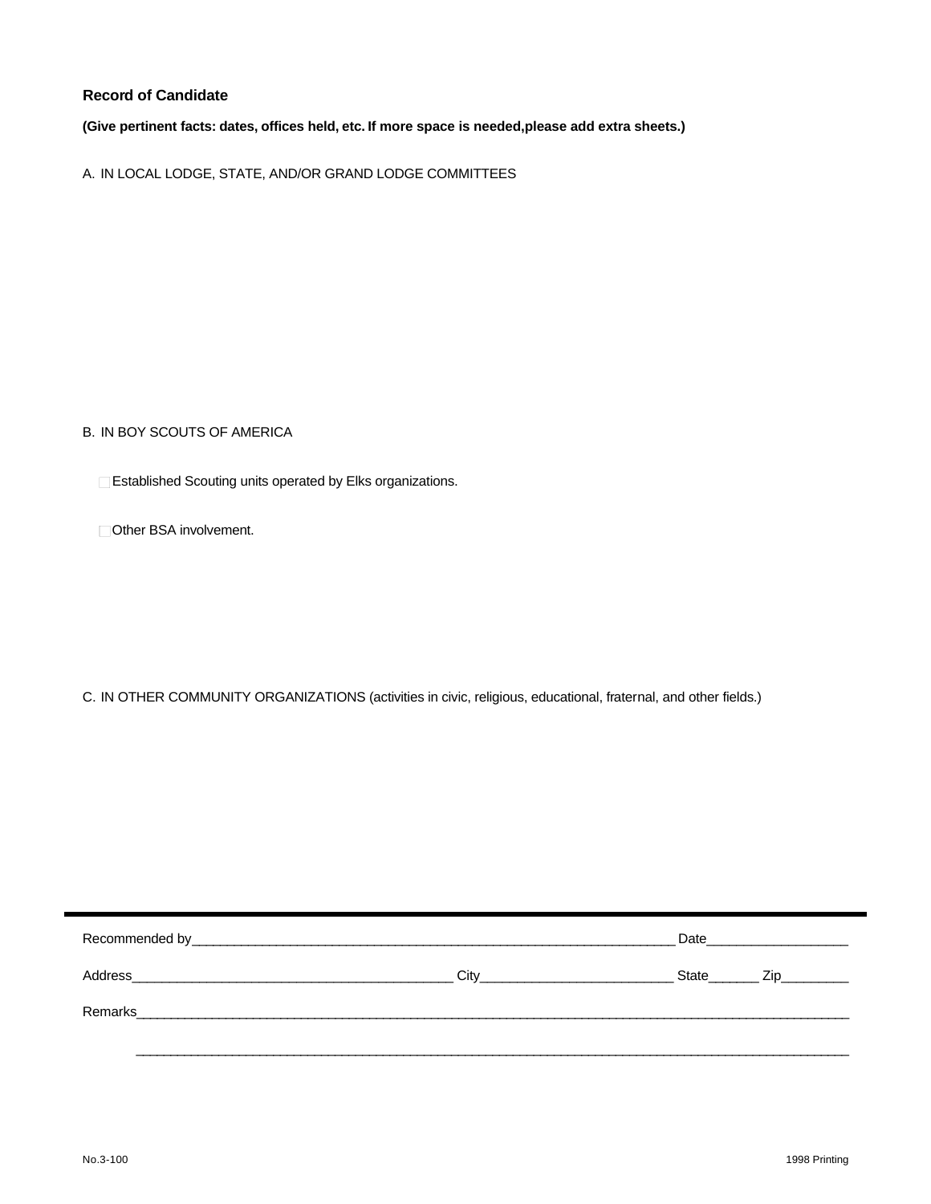**Record of Candidate**

**(Give pertinent facts: dates, offices held, etc. If more space is needed,please add extra sheets.)**

A. IN LOCAL LODGE, STATE, AND/OR GRAND LODGE COMMITTEES

B. IN BOY SCOUTS OF AMERICA

☐ Established Scouting units operated by Elks organizations.

☐ Other BSA involvement.

C. IN OTHER COMMUNITY ORGANIZATIONS (activities in civic, religious, educational, fraternal, and other fields.)

---

Recommended by_______________________________________________________________ Date__________________

Address__________________________________________ City__________________________ State_______ Zip_________

Remarks___________________________________________________________________________________________

__________________________________________________________________________________________________

No.3-100

1998 Printing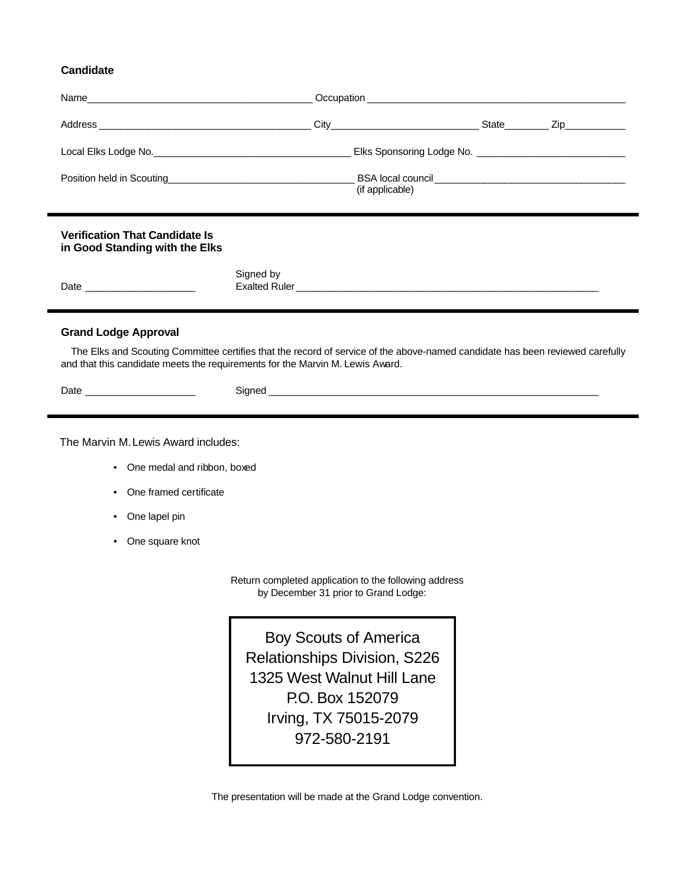**Candidate**

Name__________________________________________ Occupation ___________________________________________________

Address ________________________________________ City____________________________ State________ Zip___________

Local Elks Lodge No.______________________________________ Elks Sponsoring Lodge No. ____________________________

Position held in Scouting_____________________________________ BSA local council ____________________________________
(if applicable)

---

**Verification That Candidate Is in Good Standing with the Elks**

Date ____________________ Signed by Exalted Ruler ___________________________________________________________

---

**Grand Lodge Approval**

The Elks and Scouting Committee certifies that the record of service of the above-named candidate has been reviewed carefully and that this candidate meets the requirements for the Marvin M. Lewis Award.

Date ____________________ Signed _______________________________________________________________

---

The Marvin M. Lewis Award includes:

- One medal and ribbon, boxed
- One framed certificate
- One lapel pin
- One square knot

Return completed application to the following address by December 31 prior to Grand Lodge:

Boy Scouts of America
Relationships Division, S226
1325 West Walnut Hill Lane
P.O. Box 152079
Irving, TX 75015-2079
972-580-2191

The presentation will be made at the Grand Lodge convention.